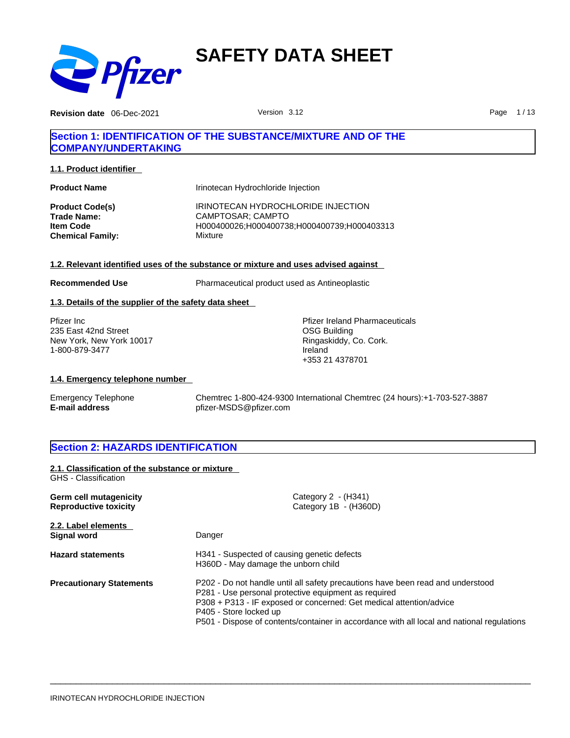# SAFETY DATA SHEET

**Revision date** 06-Dec-2021 Version 3.12

## Section 1: IDENTIFICATION OF THE SUBSTANCE/MIXTURE AND OF THE COMPANY/UNDERTAKING

### 1.1. Product identifier

**Product Name** Irinotecan Hydrochloride Injection

**Product Code(s)** IRINOTECAN HYDROCHLORIDE INJECTION
**Trade Name:** CAMPTOSAR; CAMPTO
**Item Code** H000400026;H000400738;H000400739;H000403313
**Chemical Family:** Mixture

### 1.2. Relevant identified uses of the substance or mixture and uses advised against

**Recommended Use** Pharmaceutical product used as Antineoplastic

### 1.3. Details of the supplier of the safety data sheet

Pfizer Inc
235 East 42nd Street
New York, New York 10017
1-800-879-3477

Pfizer Ireland Pharmaceuticals
OSG Building
Ringaskiddy, Co. Cork.
Ireland
+353 21 4378701

### 1.4. Emergency telephone number

Emergency Telephone Chemtrec 1-800-424-9300 International Chemtrec (24 hours):+1-703-527-3887
**E-mail address** pfizer-MSDS@pfizer.com

## Section 2: HAZARDS IDENTIFICATION

### 2.1. Classification of the substance or mixture

GHS - Classification

**Germ cell mutagenicity** Category 2 - (H341)
**Reproductive toxicity** Category 1B - (H360D)

### 2.2. Label elements

**Signal word** Danger

**Hazard statements**
H341 - Suspected of causing genetic defects
H360D - May damage the unborn child

**Precautionary Statements**
P202 - Do not handle until all safety precautions have been read and understood
P281 - Use personal protective equipment as required
P308 + P313 - IF exposed or concerned: Get medical attention/advice
P405 - Store locked up
P501 - Dispose of contents/container in accordance with all local and national regulations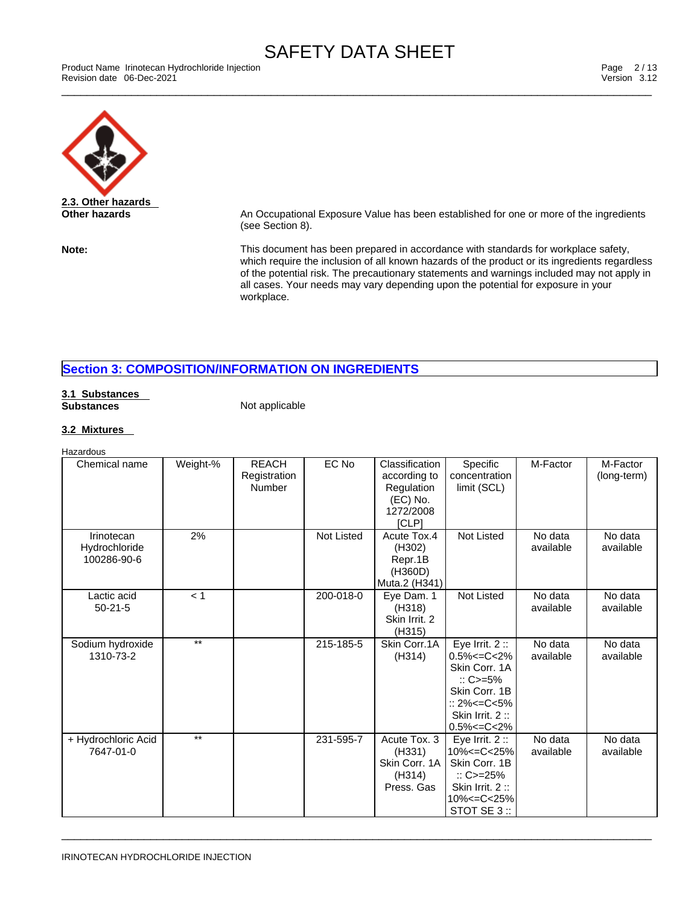### 2.3. Other hazards

**Other hazards**

An Occupational Exposure Value has been established for one or more of the ingredients (see Section 8).

**Note:**

This document has been prepared in accordance with standards for workplace safety, which require the inclusion of all known hazards of the product or its ingredients regardless of the potential risk. The precautionary statements and warnings included may not apply in all cases. Your needs may vary depending upon the potential for exposure in your workplace.

## Section 3: COMPOSITION/INFORMATION ON INGREDIENTS

### 3.1 Substances

**Substances** Not applicable

### 3.2 Mixtures

Hazardous

| Chemical name | Weight-% | REACH Registration Number | EC No | Classification according to Regulation (EC) No. 1272/2008 [CLP] | Specific concentration limit (SCL) | M-Factor | M-Factor (long-term) |
|---|---|---|---|---|---|---|---|
| Irinotecan Hydrochloride 100286-90-6 | 2% | | Not Listed | Acute Tox.4 (H302) Repr.1B (H360D) Muta.2 (H341) | Not Listed | No data available | No data available |
| Lactic acid 50-21-5 | < 1 | | 200-018-0 | Eye Dam. 1 (H318) Skin Irrit. 2 (H315) | Not Listed | No data available | No data available |
| Sodium hydroxide 1310-73-2 | ** | | 215-185-5 | Skin Corr.1A (H314) | Eye Irrit. 2 :: 0.5%<=C<2% Skin Corr. 1A :: C>=5% Skin Corr. 1B :: 2%<=C<5% Skin Irrit. 2 :: 0.5%<=C<2% | No data available | No data available |
| + Hydrochloric Acid 7647-01-0 | ** | | 231-595-7 | Acute Tox. 3 (H331) Skin Corr. 1A (H314) Press. Gas | Eye Irrit. 2 :: 10%<=C<25% Skin Corr. 1B :: C>=25% Skin Irrit. 2 :: 10%<=C<25% STOT SE 3 :: | No data available | No data available |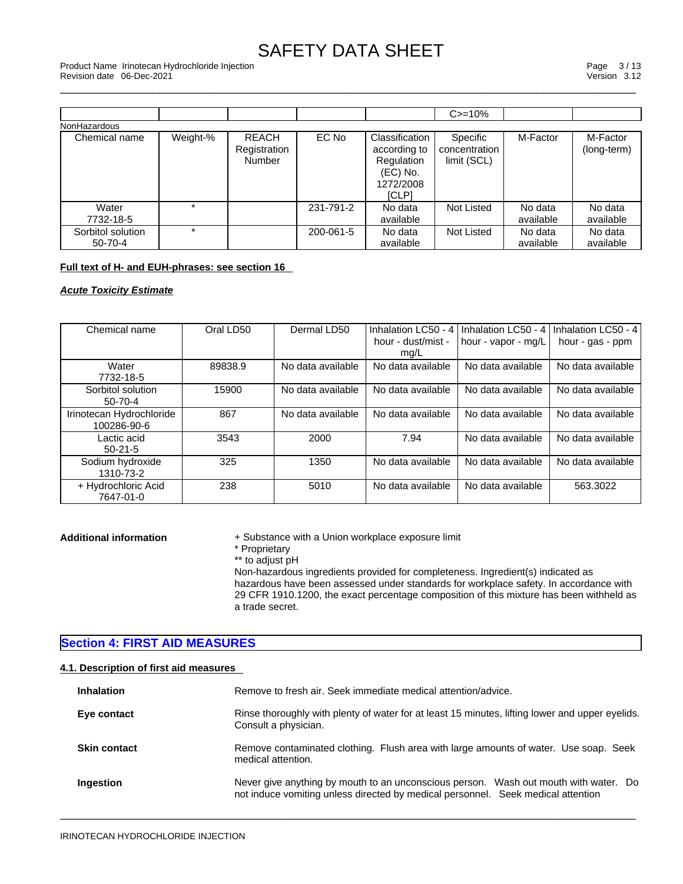| | | | | | C>=10% | | |
|---|---|---|---|---|---|---|---|

NonHazardous

| Chemical name | Weight-% | REACH Registration Number | EC No | Classification according to Regulation (EC) No. 1272/2008 [CLP] | Specific concentration limit (SCL) | M-Factor | M-Factor (long-term) |
|---|---|---|---|---|---|---|---|
| Water 7732-18-5 | * | | 231-791-2 | No data available | Not Listed | No data available | No data available |
| Sorbitol solution 50-70-4 | * | | 200-061-5 | No data available | Not Listed | No data available | No data available |

**Full text of H- and EUH-phrases: see section 16**

***Acute Toxicity Estimate***

| Chemical name | Oral LD50 | Dermal LD50 | Inhalation LC50 - 4 hour - dust/mist - mg/L | Inhalation LC50 - 4 hour - vapor - mg/L | Inhalation LC50 - 4 hour - gas - ppm |
|---|---|---|---|---|---|
| Water 7732-18-5 | 89838.9 | No data available | No data available | No data available | No data available |
| Sorbitol solution 50-70-4 | 15900 | No data available | No data available | No data available | No data available |
| Irinotecan Hydrochloride 100286-90-6 | 867 | No data available | No data available | No data available | No data available |
| Lactic acid 50-21-5 | 3543 | 2000 | 7.94 | No data available | No data available |
| Sodium hydroxide 1310-73-2 | 325 | 1350 | No data available | No data available | No data available |
| + Hydrochloric Acid 7647-01-0 | 238 | 5010 | No data available | No data available | 563.3022 |

**Additional information**

+ Substance with a Union workplace exposure limit
* Proprietary
** to adjust pH
Non-hazardous ingredients provided for completeness. Ingredient(s) indicated as hazardous have been assessed under standards for workplace safety. In accordance with 29 CFR 1910.1200, the exact percentage composition of this mixture has been withheld as a trade secret.

## Section 4: FIRST AID MEASURES

### 4.1. Description of first aid measures

**Inhalation**
Remove to fresh air. Seek immediate medical attention/advice.

**Eye contact**
Rinse thoroughly with plenty of water for at least 15 minutes, lifting lower and upper eyelids. Consult a physician.

**Skin contact**
Remove contaminated clothing. Flush area with large amounts of water. Use soap. Seek medical attention.

**Ingestion**
Never give anything by mouth to an unconscious person. Wash out mouth with water. Do not induce vomiting unless directed by medical personnel. Seek medical attention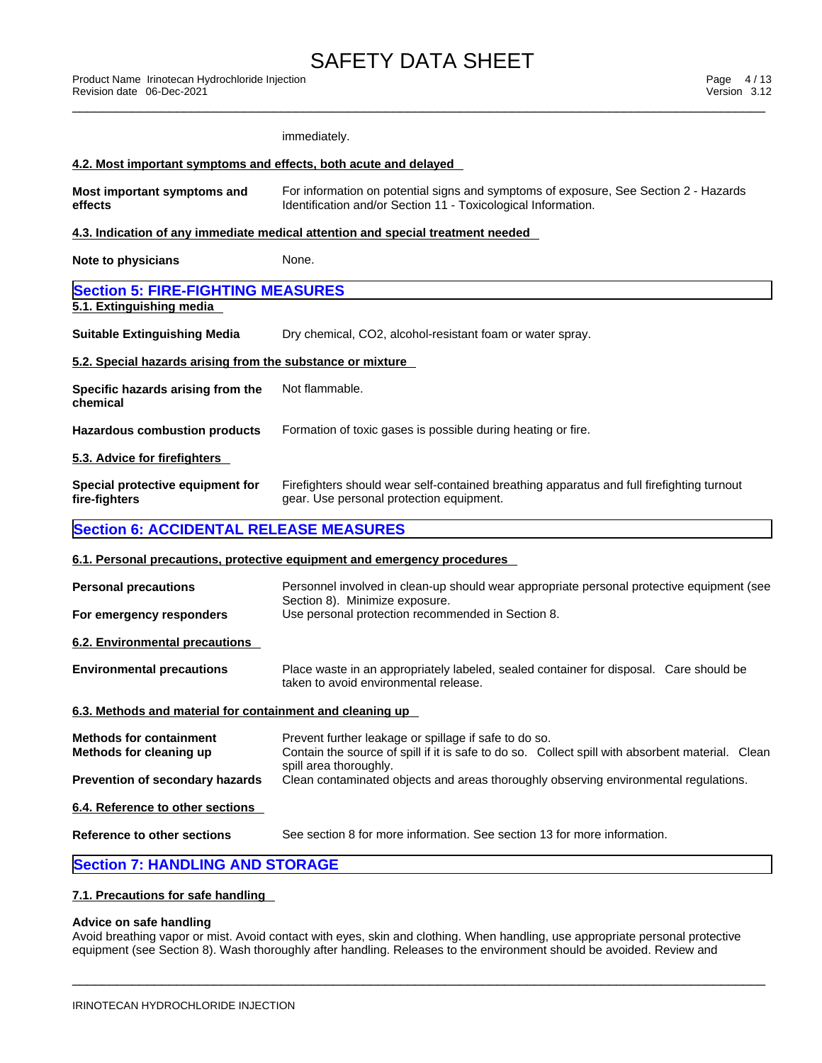immediately.

**4.2. Most important symptoms and effects, both acute and delayed**

| | |
|---|---|
| **Most important symptoms and effects** | For information on potential signs and symptoms of exposure, See Section 2 - Hazards Identification and/or Section 11 - Toxicological Information. |

**4.3. Indication of any immediate medical attention and special treatment needed**

| | |
|---|---|
| **Note to physicians** | None. |

## Section 5: FIRE-FIGHTING MEASURES

**5.1. Extinguishing media**

| | |
|---|---|
| **Suitable Extinguishing Media** | Dry chemical, $CO_2$, alcohol-resistant foam or water spray. |

**5.2. Special hazards arising from the substance or mixture**

| | |
|---|---|
| **Specific hazards arising from the chemical** | Not flammable. |
| **Hazardous combustion products** | Formation of toxic gases is possible during heating or fire. |

**5.3. Advice for firefighters**

| | |
|---|---|
| **Special protective equipment for fire-fighters** | Firefighters should wear self-contained breathing apparatus and full firefighting turnout gear. Use personal protection equipment. |

## Section 6: ACCIDENTAL RELEASE MEASURES

**6.1. Personal precautions, protective equipment and emergency procedures**

| | |
|---|---|
| **Personal precautions** | Personnel involved in clean-up should wear appropriate personal protective equipment (see Section 8). Minimize exposure. |
| **For emergency responders** | Use personal protection recommended in Section 8. |

**6.2. Environmental precautions**

| | |
|---|---|
| **Environmental precautions** | Place waste in an appropriately labeled, sealed container for disposal. Care should be taken to avoid environmental release. |

**6.3. Methods and material for containment and cleaning up**

| | |
|---|---|
| **Methods for containment** | Prevent further leakage or spillage if safe to do so. |
| **Methods for cleaning up** | Contain the source of spill if it is safe to do so. Collect spill with absorbent material. Clean spill area thoroughly. |
| **Prevention of secondary hazards** | Clean contaminated objects and areas thoroughly observing environmental regulations. |

**6.4. Reference to other sections**

| | |
|---|---|
| **Reference to other sections** | See section 8 for more information. See section 13 for more information. |

## Section 7: HANDLING AND STORAGE

**7.1. Precautions for safe handling**

**Advice on safe handling**

Avoid breathing vapor or mist. Avoid contact with eyes, skin and clothing. When handling, use appropriate personal protective equipment (see Section 8). Wash thoroughly after handling. Releases to the environment should be avoided. Review and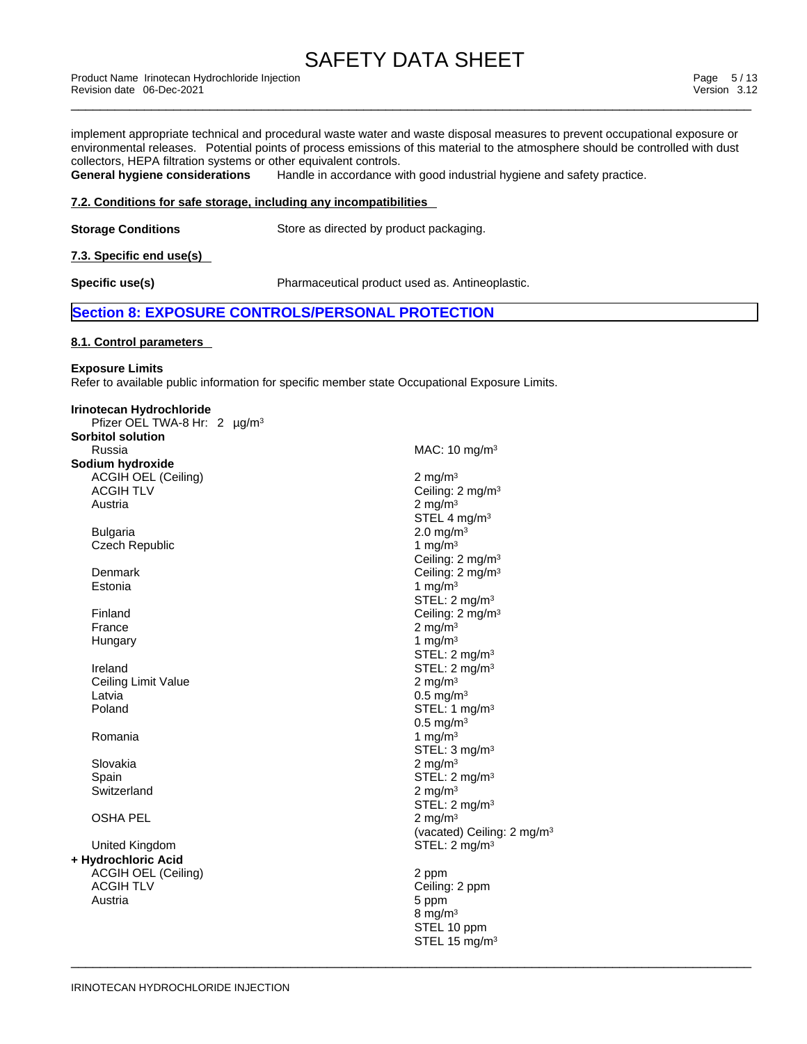implement appropriate technical and procedural waste water and waste disposal measures to prevent occupational exposure or environmental releases. Potential points of process emissions of this material to the atmosphere should be controlled with dust collectors, HEPA filtration systems or other equivalent controls.

**General hygiene considerations** Handle in accordance with good industrial hygiene and safety practice.

### 7.2. Conditions for safe storage, including any incompatibilities

**Storage Conditions** Store as directed by product packaging.

### 7.3. Specific end use(s)

**Specific use(s)** Pharmaceutical product used as. Antineoplastic.

## Section 8: EXPOSURE CONTROLS/PERSONAL PROTECTION

### 8.1. Control parameters

**Exposure Limits**

Refer to available public information for specific member state Occupational Exposure Limits.

**Irinotecan Hydrochloride**

Pfizer OEL TWA-8 Hr: 2 µg/m³

| | |
|---|---|
| **Sorbitol solution** | |
| Russia | MAC: 10 mg/m³ |
| **Sodium hydroxide** | |
| ACGIH OEL (Ceiling) | 2 mg/m³ |
| ACGIH TLV | Ceiling: 2 mg/m³ |
| Austria | 2 mg/m³<br>STEL 4 mg/m³ |
| Bulgaria | 2.0 mg/m³ |
| Czech Republic | 1 mg/m³<br>Ceiling: 2 mg/m³ |
| Denmark | Ceiling: 2 mg/m³ |
| Estonia | 1 mg/m³<br>STEL: 2 mg/m³ |
| Finland | Ceiling: 2 mg/m³ |
| France | 2 mg/m³ |
| Hungary | 1 mg/m³<br>STEL: 2 mg/m³ |
| Ireland | STEL: 2 mg/m³ |
| Ceiling Limit Value | 2 mg/m³ |
| Latvia | 0.5 mg/m³ |
| Poland | STEL: 1 mg/m³<br>0.5 mg/m³ |
| Romania | 1 mg/m³<br>STEL: 3 mg/m³ |
| Slovakia | 2 mg/m³ |
| Spain | STEL: 2 mg/m³ |
| Switzerland | 2 mg/m³<br>STEL: 2 mg/m³ |
| OSHA PEL | 2 mg/m³<br>(vacated) Ceiling: 2 mg/m³ |
| United Kingdom | STEL: 2 mg/m³ |
| **+ Hydrochloric Acid** | |
| ACGIH OEL (Ceiling) | 2 ppm |
| ACGIH TLV | Ceiling: 2 ppm |
| Austria | 5 ppm<br>8 mg/m³<br>STEL 10 ppm<br>STEL 15 mg/m³ |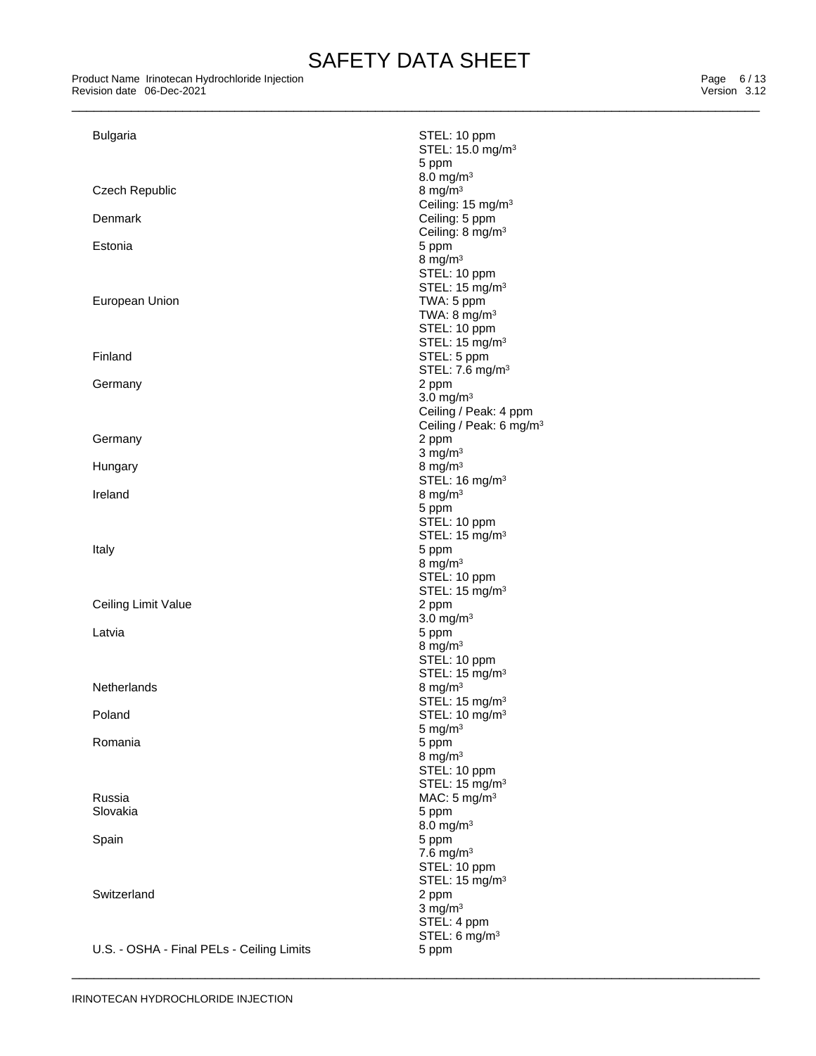| | |
|---|---|
| Bulgaria | STEL: 10 ppm<br>STEL: 15.0 mg/m³<br>5 ppm<br>8.0 mg/m³ |
| Czech Republic | 8 mg/m³<br>Ceiling: 15 mg/m³ |
| Denmark | Ceiling: 5 ppm<br>Ceiling: 8 mg/m³ |
| Estonia | 5 ppm<br>8 mg/m³<br>STEL: 10 ppm<br>STEL: 15 mg/m³ |
| European Union | TWA: 5 ppm<br>TWA: 8 mg/m³<br>STEL: 10 ppm<br>STEL: 15 mg/m³ |
| Finland | STEL: 5 ppm<br>STEL: 7.6 mg/m³ |
| Germany | 2 ppm<br>3.0 mg/m³<br>Ceiling / Peak: 4 ppm<br>Ceiling / Peak: 6 mg/m³ |
| Germany | 2 ppm<br>3 mg/m³ |
| Hungary | 8 mg/m³<br>STEL: 16 mg/m³ |
| Ireland | 8 mg/m³<br>5 ppm<br>STEL: 10 ppm<br>STEL: 15 mg/m³ |
| Italy | 5 ppm<br>8 mg/m³<br>STEL: 10 ppm<br>STEL: 15 mg/m³ |
| Ceiling Limit Value | 2 ppm<br>3.0 mg/m³ |
| Latvia | 5 ppm<br>8 mg/m³<br>STEL: 10 ppm<br>STEL: 15 mg/m³ |
| Netherlands | 8 mg/m³<br>STEL: 15 mg/m³ |
| Poland | STEL: 10 mg/m³<br>5 mg/m³ |
| Romania | 5 ppm<br>8 mg/m³<br>STEL: 10 ppm<br>STEL: 15 mg/m³ |
| Russia | MAC: 5 mg/m³ |
| Slovakia | 5 ppm<br>8.0 mg/m³ |
| Spain | 5 ppm<br>7.6 mg/m³<br>STEL: 10 ppm<br>STEL: 15 mg/m³ |
| Switzerland | 2 ppm<br>3 mg/m³<br>STEL: 4 ppm<br>STEL: 6 mg/m³ |
| U.S. - OSHA - Final PELs - Ceiling Limits | 5 ppm |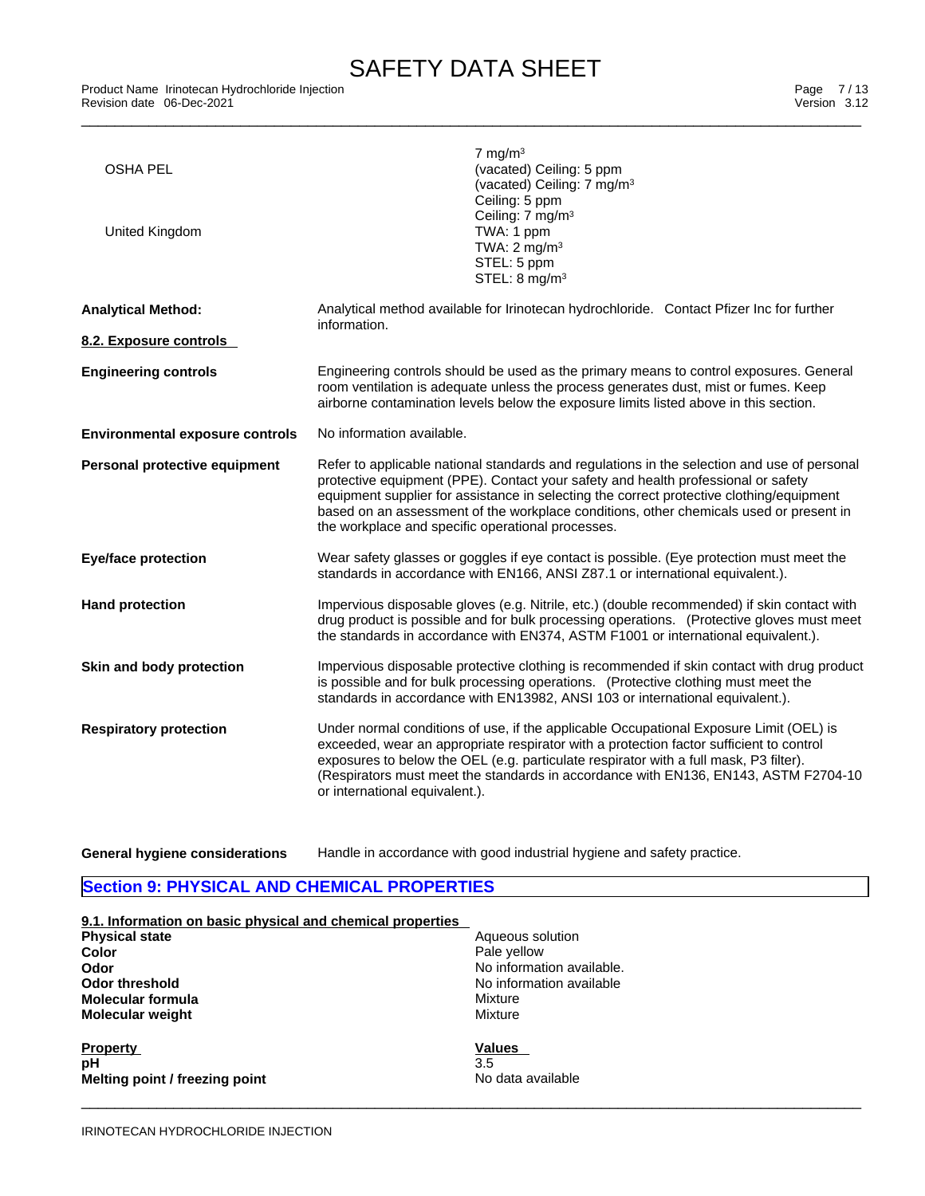| | |
|---|---|
| | 7 mg/m³ |
| OSHA PEL | (vacated) Ceiling: 5 ppm<br>(vacated) Ceiling: 7 mg/m³<br>Ceiling: 5 ppm<br>Ceiling: 7 mg/m³ |
| United Kingdom | TWA: 1 ppm<br>TWA: 2 mg/m³<br>STEL: 5 ppm<br>STEL: 8 mg/m³ |

**Analytical Method:** Analytical method available for Irinotecan hydrochloride. Contact Pfizer Inc for further information.

### 8.2. Exposure controls

**Engineering controls** Engineering controls should be used as the primary means to control exposures. General room ventilation is adequate unless the process generates dust, mist or fumes. Keep airborne contamination levels below the exposure limits listed above in this section.

**Environmental exposure controls** No information available.

**Personal protective equipment** Refer to applicable national standards and regulations in the selection and use of personal protective equipment (PPE). Contact your safety and health professional or safety equipment supplier for assistance in selecting the correct protective clothing/equipment based on an assessment of the workplace conditions, other chemicals used or present in the workplace and specific operational processes.

**Eye/face protection** Wear safety glasses or goggles if eye contact is possible. (Eye protection must meet the standards in accordance with EN166, ANSI Z87.1 or international equivalent.).

**Hand protection** Impervious disposable gloves (e.g. Nitrile, etc.) (double recommended) if skin contact with drug product is possible and for bulk processing operations. (Protective gloves must meet the standards in accordance with EN374, ASTM F1001 or international equivalent.).

**Skin and body protection** Impervious disposable protective clothing is recommended if skin contact with drug product is possible and for bulk processing operations. (Protective clothing must meet the standards in accordance with EN13982, ANSI 103 or international equivalent.).

**Respiratory protection** Under normal conditions of use, if the applicable Occupational Exposure Limit (OEL) is exceeded, wear an appropriate respirator with a protection factor sufficient to control exposures to below the OEL (e.g. particulate respirator with a full mask, P3 filter). (Respirators must meet the standards in accordance with EN136, EN143, ASTM F2704-10 or international equivalent.).

**General hygiene considerations** Handle in accordance with good industrial hygiene and safety practice.

## Section 9: PHYSICAL AND CHEMICAL PROPERTIES

### 9.1. Information on basic physical and chemical properties

| | |
|---|---|
| **Physical state** | Aqueous solution |
| **Color** | Pale yellow |
| **Odor** | No information available. |
| **Odor threshold** | No information available |
| **Molecular formula** | Mixture |
| **Molecular weight** | Mixture |

| Property | Values |
|---|---|
| **pH** | 3.5 |
| **Melting point / freezing point** | No data available |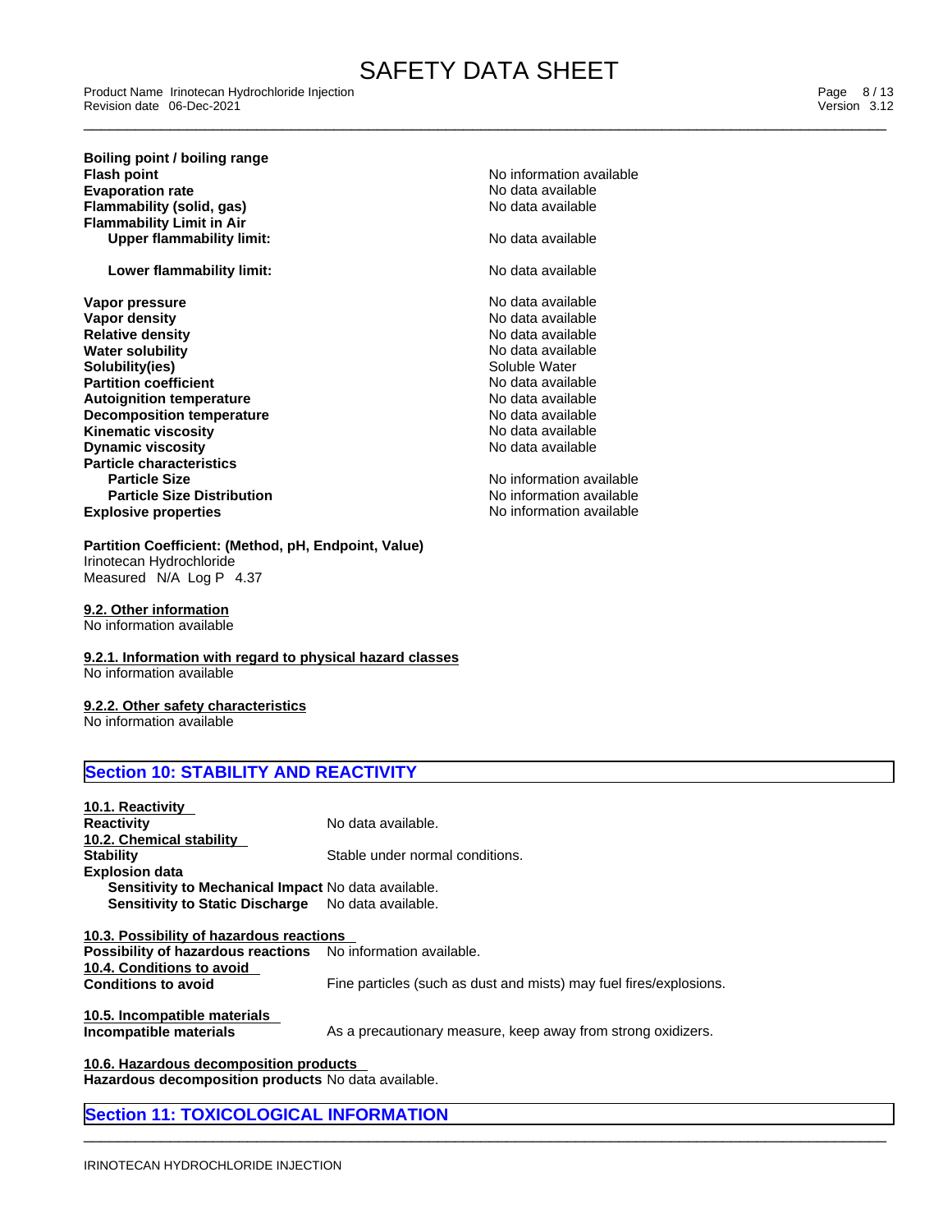| | |
|---|---|
| **Boiling point / boiling range** | |
| **Flash point** | No information available |
| **Evaporation rate** | No data available |
| **Flammability (solid, gas)** | No data available |
| **Flammability Limit in Air** | |
| **Upper flammability limit:** | No data available |
| **Lower flammability limit:** | No data available |
| **Vapor pressure** | No data available |
| **Vapor density** | No data available |
| **Relative density** | No data available |
| **Water solubility** | No data available |
| **Solubility(ies)** | Soluble Water |
| **Partition coefficient** | No data available |
| **Autoignition temperature** | No data available |
| **Decomposition temperature** | No data available |
| **Kinematic viscosity** | No data available |
| **Dynamic viscosity** | No data available |
| **Particle characteristics** | |
| **Particle Size** | No information available |
| **Particle Size Distribution** | No information available |
| **Explosive properties** | No information available |

**Partition Coefficient: (Method, pH, Endpoint, Value)**
Irinotecan Hydrochloride
Measured N/A Log P 4.37

**9.2. Other information**
No information available

**9.2.1. Information with regard to physical hazard classes**
No information available

**9.2.2. Other safety characteristics**
No information available

## Section 10: STABILITY AND REACTIVITY

**10.1. Reactivity**

**Reactivity** No data available.

**10.2. Chemical stability**

**Stability** Stable under normal conditions.

**Explosion data**
- **Sensitivity to Mechanical Impact** No data available.
- **Sensitivity to Static Discharge** No data available.

**10.3. Possibility of hazardous reactions**

**Possibility of hazardous reactions** No information available.

**10.4. Conditions to avoid**

**Conditions to avoid** Fine particles (such as dust and mists) may fuel fires/explosions.

**10.5. Incompatible materials**

**Incompatible materials** As a precautionary measure, keep away from strong oxidizers.

**10.6. Hazardous decomposition products**

**Hazardous decomposition products** No data available.

## Section 11: TOXICOLOGICAL INFORMATION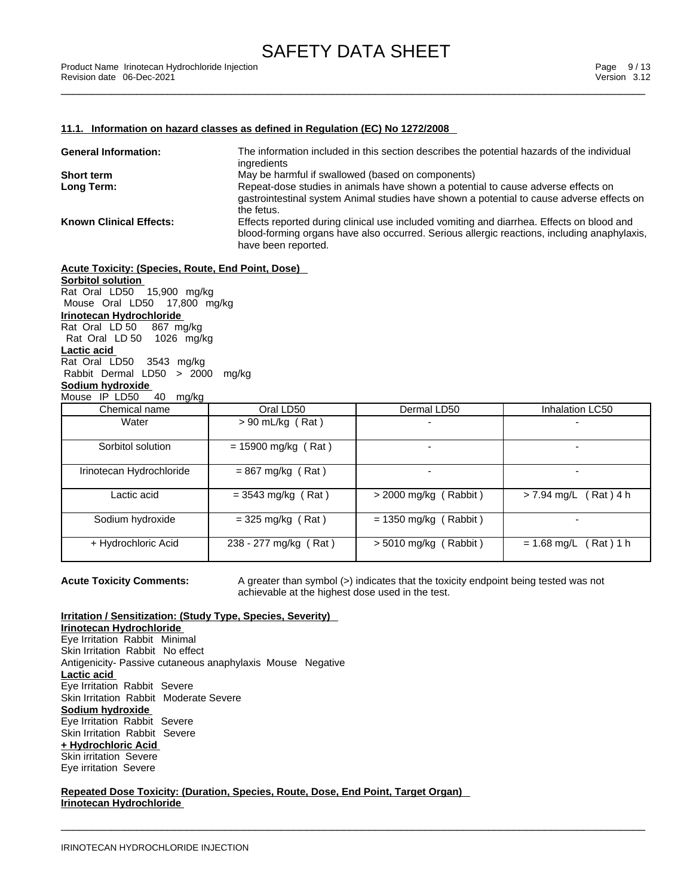### 11.1. Information on hazard classes as defined in Regulation (EC) No 1272/2008

**General Information:** The information included in this section describes the potential hazards of the individual ingredients

**Short term** May be harmful if swallowed (based on components)

**Long Term:** Repeat-dose studies in animals have shown a potential to cause adverse effects on gastrointestinal system Animal studies have shown a potential to cause adverse effects on the fetus.

**Known Clinical Effects:** Effects reported during clinical use included vomiting and diarrhea. Effects on blood and blood-forming organs have also occurred. Serious allergic reactions, including anaphylaxis, have been reported.

**Acute Toxicity: (Species, Route, End Point, Dose)**

**Sorbitol solution**
Rat Oral LD50 15,900 mg/kg
Mouse Oral LD50 17,800 mg/kg

**Irinotecan Hydrochloride**
Rat Oral LD 50 867 mg/kg
Rat Oral LD 50 1026 mg/kg

**Lactic acid**
Rat Oral LD50 3543 mg/kg
Rabbit Dermal LD50 > 2000 mg/kg

**Sodium hydroxide**
Mouse IP LD50 40 mg/kg

| Chemical name | Oral LD50 | Dermal LD50 | Inhalation LC50 |
|---|---|---|---|
| Water | > 90 mL/kg ( Rat ) | - | - |
| Sorbitol solution | = 15900 mg/kg ( Rat ) | - | - |
| Irinotecan Hydrochloride | = 867 mg/kg ( Rat ) | - | - |
| Lactic acid | = 3543 mg/kg ( Rat ) | > 2000 mg/kg ( Rabbit ) | > 7.94 mg/L ( Rat ) 4 h |
| Sodium hydroxide | = 325 mg/kg ( Rat ) | = 1350 mg/kg ( Rabbit ) | - |
| + Hydrochloric Acid | 238 - 277 mg/kg ( Rat ) | > 5010 mg/kg ( Rabbit ) | = 1.68 mg/L ( Rat ) 1 h |

**Acute Toxicity Comments:** A greater than symbol (>) indicates that the toxicity endpoint being tested was not achievable at the highest dose used in the test.

**Irritation / Sensitization: (Study Type, Species, Severity)**

**Irinotecan Hydrochloride**
Eye Irritation Rabbit Minimal
Skin Irritation Rabbit No effect
Antigenicity- Passive cutaneous anaphylaxis Mouse Negative

**Lactic acid**
Eye Irritation Rabbit Severe
Skin Irritation Rabbit Moderate Severe

**Sodium hydroxide**
Eye Irritation Rabbit Severe
Skin Irritation Rabbit Severe

**+ Hydrochloric Acid**
Skin irritation Severe
Eye irritation Severe

**Repeated Dose Toxicity: (Duration, Species, Route, Dose, End Point, Target Organ)**

**Irinotecan Hydrochloride**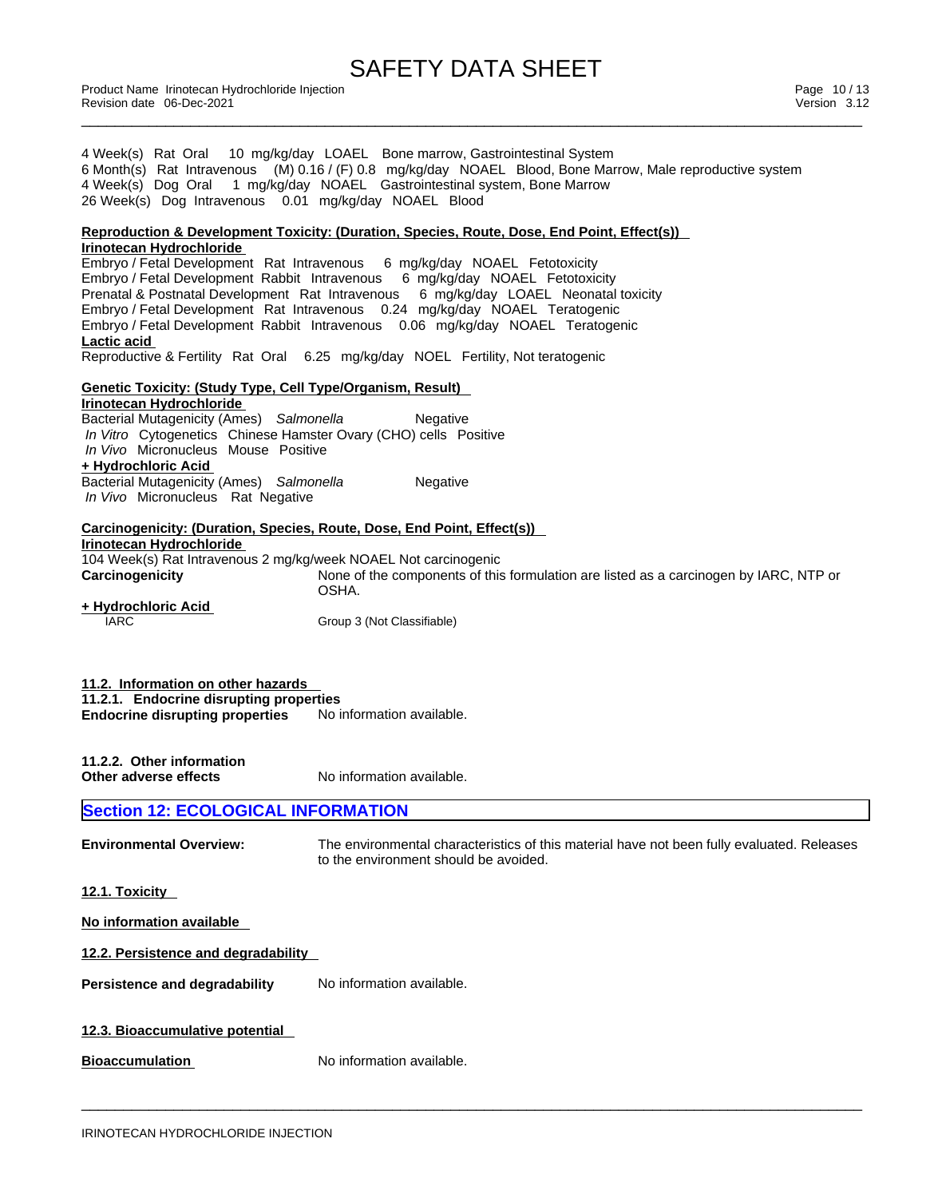4 Week(s) Rat Oral 10 mg/kg/day LOAEL Bone marrow, Gastrointestinal System
6 Month(s) Rat Intravenous (M) 0.16 / (F) 0.8 mg/kg/day NOAEL Blood, Bone Marrow, Male reproductive system
4 Week(s) Dog Oral 1 mg/kg/day NOAEL Gastrointestinal system, Bone Marrow
26 Week(s) Dog Intravenous 0.01 mg/kg/day NOAEL Blood

**Reproduction & Development Toxicity: (Duration, Species, Route, Dose, End Point, Effect(s))**

**Irinotecan Hydrochloride**

Embryo / Fetal Development Rat Intravenous 6 mg/kg/day NOAEL Fetotoxicity
Embryo / Fetal Development Rabbit Intravenous 6 mg/kg/day NOAEL Fetotoxicity
Prenatal & Postnatal Development Rat Intravenous 6 mg/kg/day LOAEL Neonatal toxicity
Embryo / Fetal Development Rat Intravenous 0.24 mg/kg/day NOAEL Teratogenic
Embryo / Fetal Development Rabbit Intravenous 0.06 mg/kg/day NOAEL Teratogenic

**Lactic acid**

Reproductive & Fertility Rat Oral 6.25 mg/kg/day NOEL Fertility, Not teratogenic

**Genetic Toxicity: (Study Type, Cell Type/Organism, Result)**

**Irinotecan Hydrochloride**

Bacterial Mutagenicity (Ames) *Salmonella* Negative
*In Vitro* Cytogenetics Chinese Hamster Ovary (CHO) cells Positive
*In Vivo* Micronucleus Mouse Positive

**+ Hydrochloric Acid**

Bacterial Mutagenicity (Ames) *Salmonella* Negative
*In Vivo* Micronucleus Rat Negative

**Carcinogenicity: (Duration, Species, Route, Dose, End Point, Effect(s))**

**Irinotecan Hydrochloride**

104 Week(s) Rat Intravenous 2 mg/kg/week NOAEL Not carcinogenic

**Carcinogenicity** None of the components of this formulation are listed as a carcinogen by IARC, NTP or OSHA.

**+ Hydrochloric Acid**

IARC Group 3 (Not Classifiable)

**11.2. Information on other hazards**

**11.2.1. Endocrine disrupting properties**

**Endocrine disrupting properties** No information available.

**11.2.2. Other information**

**Other adverse effects** No information available.

## Section 12: ECOLOGICAL INFORMATION

**Environmental Overview:** The environmental characteristics of this material have not been fully evaluated. Releases to the environment should be avoided.

**12.1. Toxicity**

**No information available**

**12.2. Persistence and degradability**

**Persistence and degradability** No information available.

**12.3. Bioaccumulative potential**

**Bioaccumulation** No information available.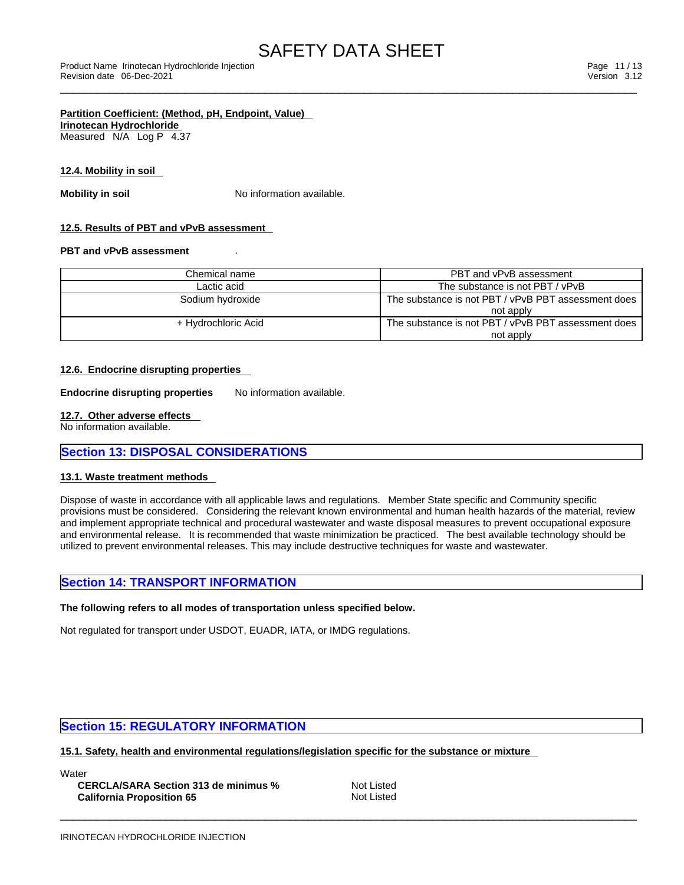**Partition Coefficient: (Method, pH, Endpoint, Value)**
**Irinotecan Hydrochloride**
Measured N/A Log P 4.37

**12.4. Mobility in soil**

**Mobility in soil** No information available.

**12.5. Results of PBT and vPvB assessment**

**PBT and vPvB assessment** .

| Chemical name | PBT and vPvB assessment |
|---|---|
| Lactic acid | The substance is not PBT / vPvB |
| Sodium hydroxide | The substance is not PBT / vPvB PBT assessment does not apply |
| + Hydrochloric Acid | The substance is not PBT / vPvB PBT assessment does not apply |

**12.6. Endocrine disrupting properties**

**Endocrine disrupting properties** No information available.

**12.7. Other adverse effects**
No information available.

## Section 13: DISPOSAL CONSIDERATIONS

**13.1. Waste treatment methods**

Dispose of waste in accordance with all applicable laws and regulations. Member State specific and Community specific provisions must be considered. Considering the relevant known environmental and human health hazards of the material, review and implement appropriate technical and procedural wastewater and waste disposal measures to prevent occupational exposure and environmental release. It is recommended that waste minimization be practiced. The best available technology should be utilized to prevent environmental releases. This may include destructive techniques for waste and wastewater.

## Section 14: TRANSPORT INFORMATION

**The following refers to all modes of transportation unless specified below.**

Not regulated for transport under USDOT, EUADR, IATA, or IMDG regulations.

## Section 15: REGULATORY INFORMATION

**15.1. Safety, health and environmental regulations/legislation specific for the substance or mixture**

Water

| | |
|---|---|
| **CERCLA/SARA Section 313 de minimus %** | Not Listed |
| **California Proposition 65** | Not Listed |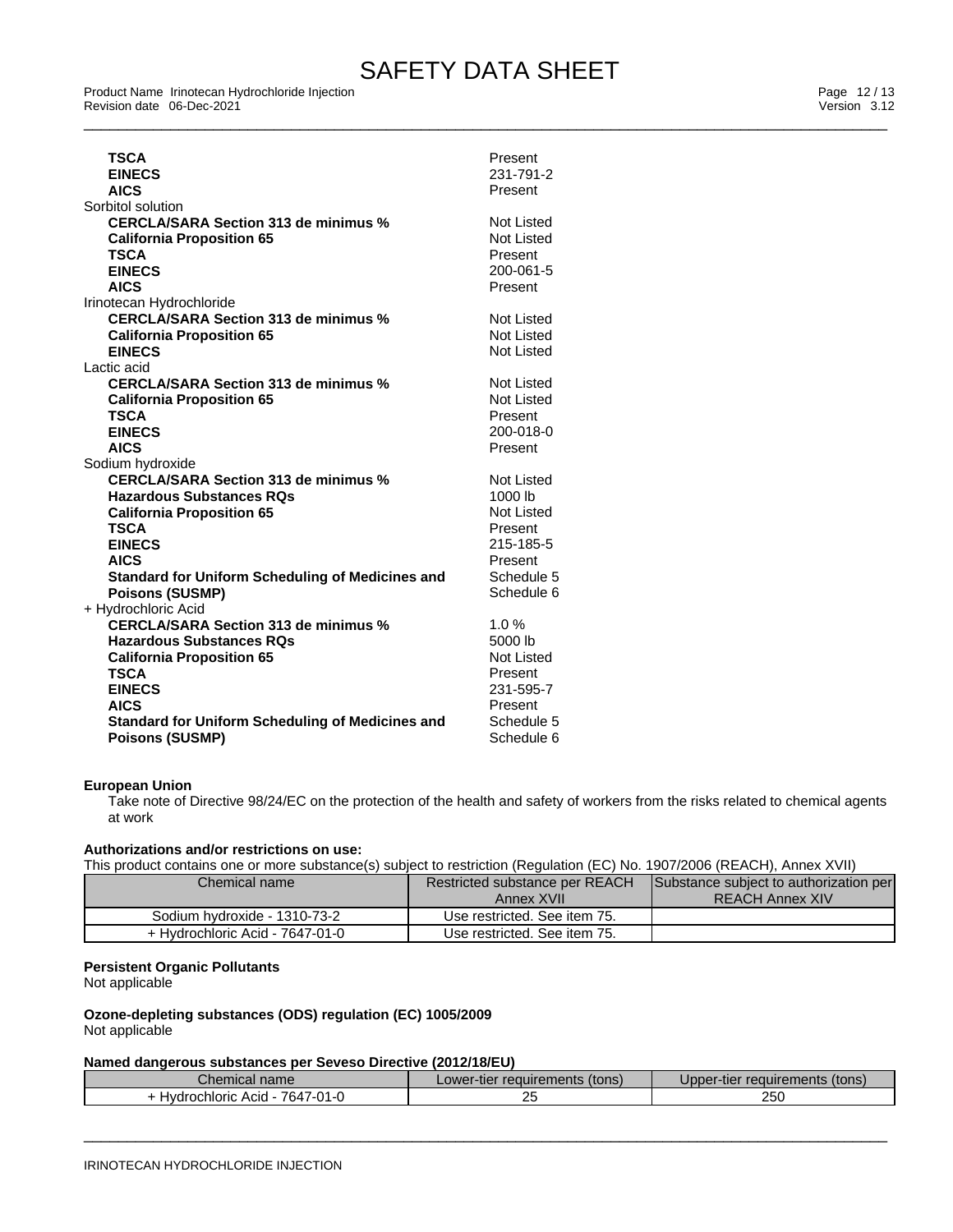| | |
|---|---|
| **TSCA** | Present |
| **EINECS** | 231-791-2 |
| **AICS** | Present |
| Sorbitol solution | |
| **CERCLA/SARA Section 313 de minimus %** | Not Listed |
| **California Proposition 65** | Not Listed |
| **TSCA** | Present |
| **EINECS** | 200-061-5 |
| **AICS** | Present |
| Irinotecan Hydrochloride | |
| **CERCLA/SARA Section 313 de minimus %** | Not Listed |
| **California Proposition 65** | Not Listed |
| **EINECS** | Not Listed |
| Lactic acid | |
| **CERCLA/SARA Section 313 de minimus %** | Not Listed |
| **California Proposition 65** | Not Listed |
| **TSCA** | Present |
| **EINECS** | 200-018-0 |
| **AICS** | Present |
| Sodium hydroxide | |
| **CERCLA/SARA Section 313 de minimus %** | Not Listed |
| **Hazardous Substances RQs** | 1000 lb |
| **California Proposition 65** | Not Listed |
| **TSCA** | Present |
| **EINECS** | 215-185-5 |
| **AICS** | Present |
| **Standard for Uniform Scheduling of Medicines and Poisons (SUSMP)** | Schedule 5<br>Schedule 6 |
| + Hydrochloric Acid | |
| **CERCLA/SARA Section 313 de minimus %** | 1.0 % |
| **Hazardous Substances RQs** | 5000 lb |
| **California Proposition 65** | Not Listed |
| **TSCA** | Present |
| **EINECS** | 231-595-7 |
| **AICS** | Present |
| **Standard for Uniform Scheduling of Medicines and Poisons (SUSMP)** | Schedule 5<br>Schedule 6 |

**European Union**

Take note of Directive 98/24/EC on the protection of the health and safety of workers from the risks related to chemical agents at work

**Authorizations and/or restrictions on use:**

This product contains one or more substance(s) subject to restriction (Regulation (EC) No. 1907/2006 (REACH), Annex XVII)

| Chemical name | Restricted substance per REACH Annex XVII | Substance subject to authorization per REACH Annex XIV |
|---|---|---|
| Sodium hydroxide - 1310-73-2 | Use restricted. See item 75. | |
| + Hydrochloric Acid - 7647-01-0 | Use restricted. See item 75. | |

**Persistent Organic Pollutants**

Not applicable

**Ozone-depleting substances (ODS) regulation (EC) 1005/2009**

Not applicable

**Named dangerous substances per Seveso Directive (2012/18/EU)**

| Chemical name | Lower-tier requirements (tons) | Upper-tier requirements (tons) |
|---|---|---|
| + Hydrochloric Acid - 7647-01-0 | 25 | 250 |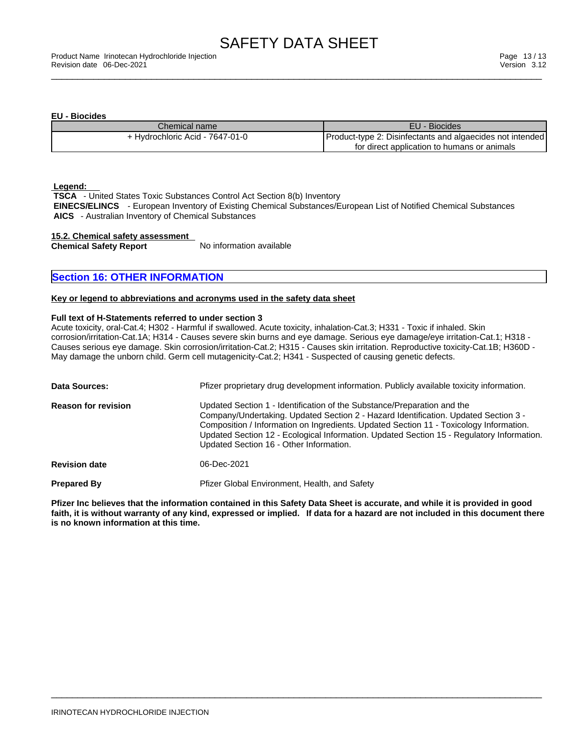**EU - Biocides**

| Chemical name | EU - Biocides |
|---|---|
| + Hydrochloric Acid - 7647-01-0 | Product-type 2: Disinfectants and algaecides not intended for direct application to humans or animals |

**Legend:**

**TSCA** - United States Toxic Substances Control Act Section 8(b) Inventory
**EINECS/ELINCS** - European Inventory of Existing Chemical Substances/European List of Notified Chemical Substances
**AICS** - Australian Inventory of Chemical Substances

**15.2. Chemical safety assessment**

**Chemical Safety Report** No information available

## Section 16: OTHER INFORMATION

**Key or legend to abbreviations and acronyms used in the safety data sheet**

**Full text of H-Statements referred to under section 3**

Acute toxicity, oral-Cat.4; H302 - Harmful if swallowed. Acute toxicity, inhalation-Cat.3; H331 - Toxic if inhaled. Skin corrosion/irritation-Cat.1A; H314 - Causes severe skin burns and eye damage. Serious eye damage/eye irritation-Cat.1; H318 - Causes serious eye damage. Skin corrosion/irritation-Cat.2; H315 - Causes skin irritation. Reproductive toxicity-Cat.1B; H360D - May damage the unborn child. Germ cell mutagenicity-Cat.2; H341 - Suspected of causing genetic defects.

**Data Sources:** Pfizer proprietary drug development information. Publicly available toxicity information.

**Reason for revision** Updated Section 1 - Identification of the Substance/Preparation and the Company/Undertaking. Updated Section 2 - Hazard Identification. Updated Section 3 - Composition / Information on Ingredients. Updated Section 11 - Toxicology Information. Updated Section 12 - Ecological Information. Updated Section 15 - Regulatory Information. Updated Section 16 - Other Information.

**Revision date** 06-Dec-2021

**Prepared By** Pfizer Global Environment, Health, and Safety

**Pfizer Inc believes that the information contained in this Safety Data Sheet is accurate, and while it is provided in good faith, it is without warranty of any kind, expressed or implied. If data for a hazard are not included in this document there is no known information at this time.**